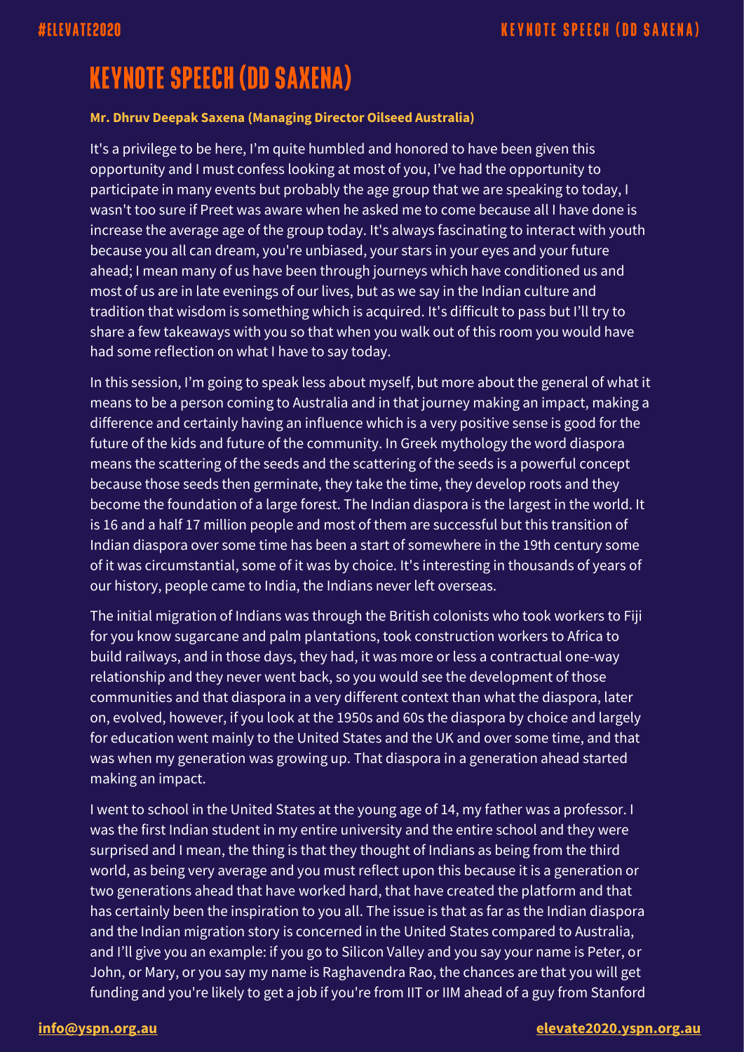# KEYNOTE SPEECH (DD SAXENA)

**Mr. Dhruv Deepak Saxena (Managing Director Oilseed Australia)**

It's a privilege to be here, I'm quite humbled and honored to have been given this opportunity and I must confess looking at most of you, I've had the opportunity to participate in many events but probably the age group that we are speaking to today, I wasn't too sure if Preet was aware when he asked me to come because all I have done is increase the average age of the group today. It's always fascinating to interact with youth because you all can dream, you're unbiased, your stars in your eyes and your future ahead; I mean many of us have been through journeys which have conditioned us and most of us are in late evenings of our lives, but as we say in the Indian culture and tradition that wisdom is something which is acquired. It's difficult to pass but I'll try to share a few takeaways with you so that when you walk out of this room you would have had some reflection on what I have to say today.

In this session, I'm going to speak less about myself, but more about the general of what it means to be a person coming to Australia and in that journey making an impact, making a difference and certainly having an influence which is a very positive sense is good for the future of the kids and future of the community. In Greek mythology the word diaspora means the scattering of the seeds and the scattering of the seeds is a powerful concept because those seeds then germinate, they take the time, they develop roots and they become the foundation of a large forest. The Indian diaspora is the largest in the world. It is 16 and a half 17 million people and most of them are successful but this transition of Indian diaspora over some time has been a start of somewhere in the 19th century some of it was circumstantial, some of it was by choice. It's interesting in thousands of years of our history, people came to India, the Indians never left overseas.

The initial migration of Indians was through the British colonists who took workers to Fiji for you know sugarcane and palm plantations, took construction workers to Africa to build railways, and in those days, they had, it was more or less a contractual one-way relationship and they never went back, so you would see the development of those communities and that diaspora in a very different context than what the diaspora, later on, evolved, however, if you look at the 1950s and 60s the diaspora by choice and largely for education went mainly to the United States and the UK and over some time, and that was when my generation was growing up. That diaspora in a generation ahead started making an impact.

I went to school in the United States at the young age of 14, my father was a professor. I was the first Indian student in my entire university and the entire school and they were surprised and I mean, the thing is that they thought of Indians as being from the third world, as being very average and you must reflect upon this because it is a generation or two generations ahead that have worked hard, that have created the platform and that has certainly been the inspiration to you all. The issue is that as far as the Indian diaspora and the Indian migration story is concerned in the United States compared to Australia, and I'll give you an example: if you go to Silicon Valley and you say your name is Peter, or John, or Mary, or you say my name is Raghavendra Rao, the chances are that you will get funding and you're likely to get a job if you're from IIT or IIM ahead of a guy from Stanford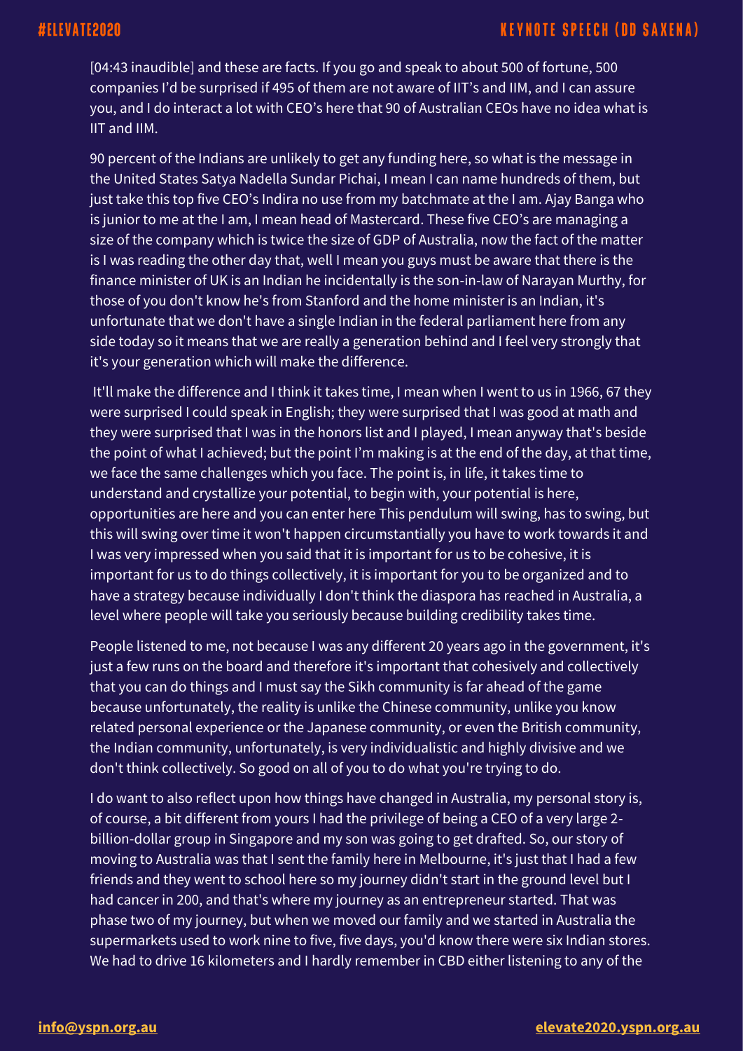[04:43 inaudible] and these are facts. If you go and speak to about 500 of fortune, 500 companies I'd be surprised if 495 of them are not aware of IIT's and IIM, and I can assure you, and I do interact a lot with CEO's here that 90 of Australian CEOs have no idea what is IIT and IIM.

90 percent of the Indians are unlikely to get any funding here, so what is the message in the United States Satya Nadella Sundar Pichai, I mean I can name hundreds of them, but just take this top five CEO's Indira no use from my batchmate at the I am. Ajay Banga who is junior to me at the I am, I mean head of Mastercard. These five CEO's are managing a size of the company which is twice the size of GDP of Australia, now the fact of the matter is I was reading the other day that, well I mean you guys must be aware that there is the finance minister of UK is an Indian he incidentally is the son-in-law of Narayan Murthy, for those of you don't know he's from Stanford and the home minister is an Indian, it's unfortunate that we don't have a single Indian in the federal parliament here from any side today so it means that we are really a generation behind and I feel very strongly that it's your generation which will make the difference.

It'll make the difference and I think it takes time, I mean when I went to us in 1966, 67 they were surprised I could speak in English; they were surprised that I was good at math and they were surprised that I was in the honors list and I played, I mean anyway that's beside the point of what I achieved; but the point I'm making is at the end of the day, at that time, we face the same challenges which you face. The point is, in life, it takes time to understand and crystallize your potential, to begin with, your potential is here, opportunities are here and you can enter here This pendulum will swing, has to swing, but this will swing over time it won't happen circumstantially you have to work towards it and I was very impressed when you said that it is important for us to be cohesive, it is important for us to do things collectively, it is important for you to be organized and to have a strategy because individually I don't think the diaspora has reached in Australia, a level where people will take you seriously because building credibility takes time.

People listened to me, not because I was any different 20 years ago in the government, it's just a few runs on the board and therefore it's important that cohesively and collectively that you can do things and I must say the Sikh community is far ahead of the game because unfortunately, the reality is unlike the Chinese community, unlike you know related personal experience or the Japanese community, or even the British community, the Indian community, unfortunately, is very individualistic and highly divisive and we don't think collectively. So good on all of you to do what you're trying to do.

I do want to also reflect upon how things have changed in Australia, my personal story is, of course, a bit different from yours I had the privilege of being a CEO of a very large 2-billion-dollar group in Singapore and my son was going to get drafted. So, our story of moving to Australia was that I sent the family here in Melbourne, it's just that I had a few friends and they went to school here so my journey didn't start in the ground level but I had cancer in 200, and that's where my journey as an entrepreneur started. That was phase two of my journey, but when we moved our family and we started in Australia the supermarkets used to work nine to five, five days, you'd know there were six Indian stores. We had to drive 16 kilometers and I hardly remember in CBD either listening to any of the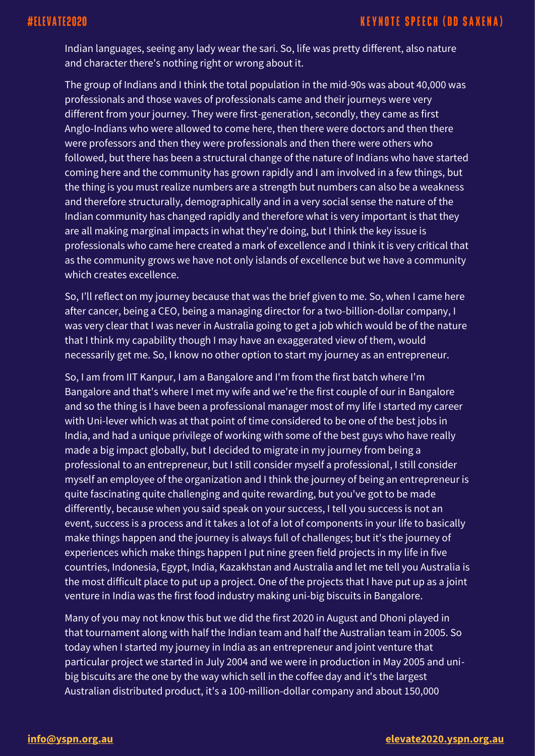Indian languages, seeing any lady wear the sari. So, life was pretty different, also nature and character there's nothing right or wrong about it.

The group of Indians and I think the total population in the mid-90s was about 40,000 was professionals and those waves of professionals came and their journeys were very different from your journey. They were first-generation, secondly, they came as first Anglo-Indians who were allowed to come here, then there were doctors and then there were professors and then they were professionals and then there were others who followed, but there has been a structural change of the nature of Indians who have started coming here and the community has grown rapidly and I am involved in a few things, but the thing is you must realize numbers are a strength but numbers can also be a weakness and therefore structurally, demographically and in a very social sense the nature of the Indian community has changed rapidly and therefore what is very important is that they are all making marginal impacts in what they're doing, but I think the key issue is professionals who came here created a mark of excellence and I think it is very critical that as the community grows we have not only islands of excellence but we have a community which creates excellence.

So, I'll reflect on my journey because that was the brief given to me. So, when I came here after cancer, being a CEO, being a managing director for a two-billion-dollar company, I was very clear that I was never in Australia going to get a job which would be of the nature that I think my capability though I may have an exaggerated view of them, would necessarily get me. So, I know no other option to start my journey as an entrepreneur.

So, I am from IIT Kanpur, I am a Bangalore and I'm from the first batch where I'm Bangalore and that's where I met my wife and we're the first couple of our in Bangalore and so the thing is I have been a professional manager most of my life I started my career with Uni-lever which was at that point of time considered to be one of the best jobs in India, and had a unique privilege of working with some of the best guys who have really made a big impact globally, but I decided to migrate in my journey from being a professional to an entrepreneur, but I still consider myself a professional, I still consider myself an employee of the organization and I think the journey of being an entrepreneur is quite fascinating quite challenging and quite rewarding, but you've got to be made differently, because when you said speak on your success, I tell you success is not an event, success is a process and it takes a lot of a lot of components in your life to basically make things happen and the journey is always full of challenges; but it's the journey of experiences which make things happen I put nine green field projects in my life in five countries, Indonesia, Egypt, India, Kazakhstan and Australia and let me tell you Australia is the most difficult place to put up a project. One of the projects that I have put up as a joint venture in India was the first food industry making uni-big biscuits in Bangalore.

Many of you may not know this but we did the first 2020 in August and Dhoni played in that tournament along with half the Indian team and half the Australian team in 2005. So today when I started my journey in India as an entrepreneur and joint venture that particular project we started in July 2004 and we were in production in May 2005 and uni-big biscuits are the one by the way which sell in the coffee day and it's the largest Australian distributed product, it's a 100-million-dollar company and about 150,000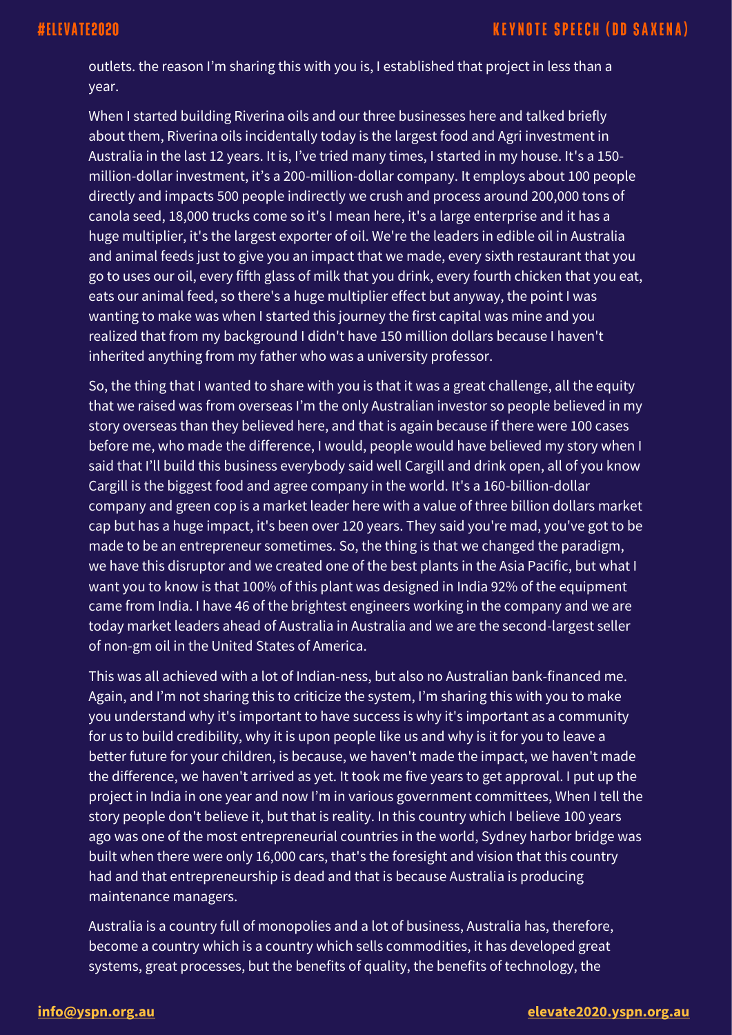outlets. the reason I'm sharing this with you is, I established that project in less than a year.

When I started building Riverina oils and our three businesses here and talked briefly about them, Riverina oils incidentally today is the largest food and Agri investment in Australia in the last 12 years. It is, I've tried many times, I started in my house. It's a 150-million-dollar investment, it's a 200-million-dollar company. It employs about 100 people directly and impacts 500 people indirectly we crush and process around 200,000 tons of canola seed, 18,000 trucks come so it's I mean here, it's a large enterprise and it has a huge multiplier, it's the largest exporter of oil. We're the leaders in edible oil in Australia and animal feeds just to give you an impact that we made, every sixth restaurant that you go to uses our oil, every fifth glass of milk that you drink, every fourth chicken that you eat, eats our animal feed, so there's a huge multiplier effect but anyway, the point I was wanting to make was when I started this journey the first capital was mine and you realized that from my background I didn't have 150 million dollars because I haven't inherited anything from my father who was a university professor.

So, the thing that I wanted to share with you is that it was a great challenge, all the equity that we raised was from overseas I'm the only Australian investor so people believed in my story overseas than they believed here, and that is again because if there were 100 cases before me, who made the difference, I would, people would have believed my story when I said that I'll build this business everybody said well Cargill and drink open, all of you know Cargill is the biggest food and agree company in the world. It's a 160-billion-dollar company and green cop is a market leader here with a value of three billion dollars market cap but has a huge impact, it's been over 120 years. They said you're mad, you've got to be made to be an entrepreneur sometimes. So, the thing is that we changed the paradigm, we have this disruptor and we created one of the best plants in the Asia Pacific, but what I want you to know is that 100% of this plant was designed in India 92% of the equipment came from India. I have 46 of the brightest engineers working in the company and we are today market leaders ahead of Australia in Australia and we are the second-largest seller of non-gm oil in the United States of America.

This was all achieved with a lot of Indian-ness, but also no Australian bank-financed me. Again, and I'm not sharing this to criticize the system, I'm sharing this with you to make you understand why it's important to have success is why it's important as a community for us to build credibility, why it is upon people like us and why is it for you to leave a better future for your children, is because, we haven't made the impact, we haven't made the difference, we haven't arrived as yet. It took me five years to get approval. I put up the project in India in one year and now I'm in various government committees, When I tell the story people don't believe it, but that is reality. In this country which I believe 100 years ago was one of the most entrepreneurial countries in the world, Sydney harbor bridge was built when there were only 16,000 cars, that's the foresight and vision that this country had and that entrepreneurship is dead and that is because Australia is producing maintenance managers.

Australia is a country full of monopolies and a lot of business, Australia has, therefore, become a country which is a country which sells commodities, it has developed great systems, great processes, but the benefits of quality, the benefits of technology, the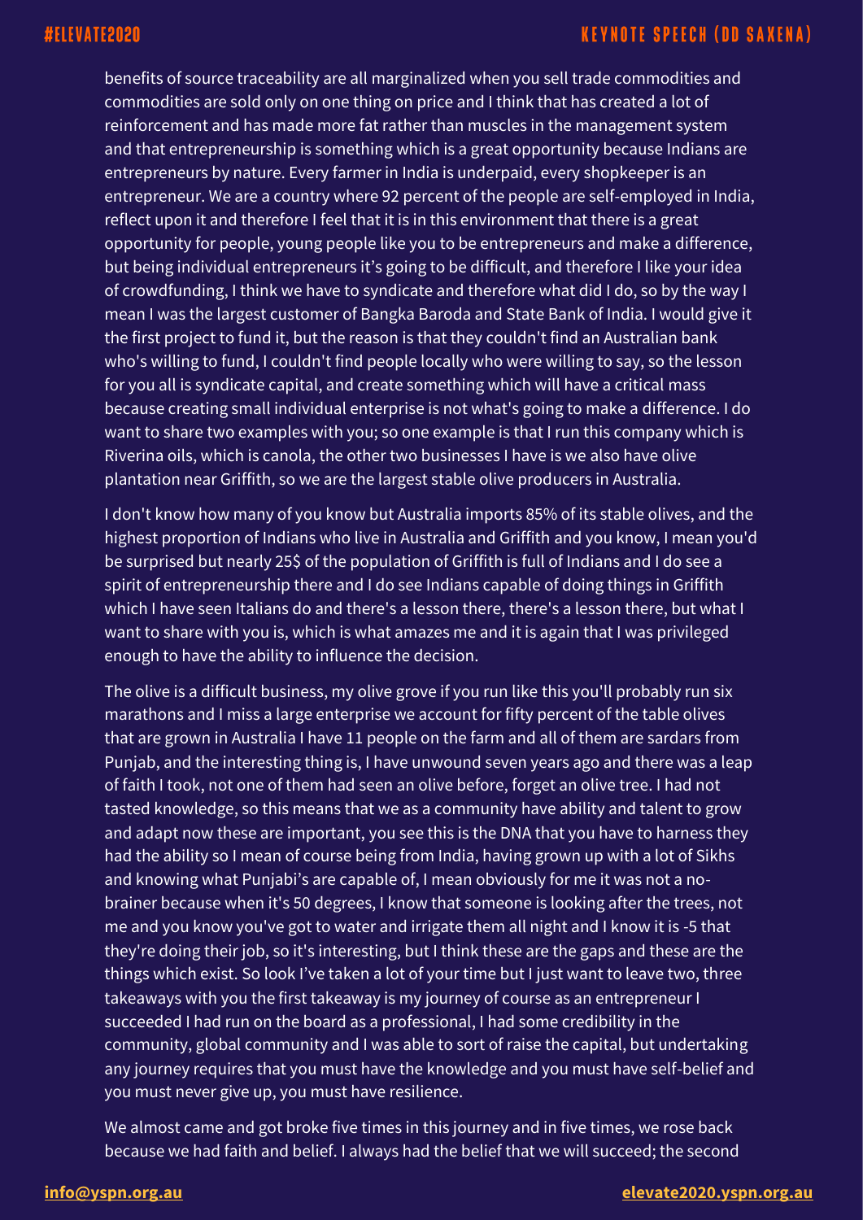benefits of source traceability are all marginalized when you sell trade commodities and commodities are sold only on one thing on price and I think that has created a lot of reinforcement and has made more fat rather than muscles in the management system and that entrepreneurship is something which is a great opportunity because Indians are entrepreneurs by nature. Every farmer in India is underpaid, every shopkeeper is an entrepreneur. We are a country where 92 percent of the people are self-employed in India, reflect upon it and therefore I feel that it is in this environment that there is a great opportunity for people, young people like you to be entrepreneurs and make a difference, but being individual entrepreneurs it's going to be difficult, and therefore I like your idea of crowdfunding, I think we have to syndicate and therefore what did I do, so by the way I mean I was the largest customer of Bangka Baroda and State Bank of India. I would give it the first project to fund it, but the reason is that they couldn't find an Australian bank who's willing to fund, I couldn't find people locally who were willing to say, so the lesson for you all is syndicate capital, and create something which will have a critical mass because creating small individual enterprise is not what's going to make a difference. I do want to share two examples with you; so one example is that I run this company which is Riverina oils, which is canola, the other two businesses I have is we also have olive plantation near Griffith, so we are the largest stable olive producers in Australia.

I don't know how many of you know but Australia imports 85% of its stable olives, and the highest proportion of Indians who live in Australia and Griffith and you know, I mean you'd be surprised but nearly 25$ of the population of Griffith is full of Indians and I do see a spirit of entrepreneurship there and I do see Indians capable of doing things in Griffith which I have seen Italians do and there's a lesson there, there's a lesson there, but what I want to share with you is, which is what amazes me and it is again that I was privileged enough to have the ability to influence the decision.

The olive is a difficult business, my olive grove if you run like this you'll probably run six marathons and I miss a large enterprise we account for fifty percent of the table olives that are grown in Australia I have 11 people on the farm and all of them are sardars from Punjab, and the interesting thing is, I have unwound seven years ago and there was a leap of faith I took, not one of them had seen an olive before, forget an olive tree. I had not tasted knowledge, so this means that we as a community have ability and talent to grow and adapt now these are important, you see this is the DNA that you have to harness they had the ability so I mean of course being from India, having grown up with a lot of Sikhs and knowing what Punjabi's are capable of, I mean obviously for me it was not a no-brainer because when it's 50 degrees, I know that someone is looking after the trees, not me and you know you've got to water and irrigate them all night and I know it is -5 that they're doing their job, so it's interesting, but I think these are the gaps and these are the things which exist. So look I've taken a lot of your time but I just want to leave two, three takeaways with you the first takeaway is my journey of course as an entrepreneur I succeeded I had run on the board as a professional, I had some credibility in the community, global community and I was able to sort of raise the capital, but undertaking any journey requires that you must have the knowledge and you must have self-belief and you must never give up, you must have resilience.

We almost came and got broke five times in this journey and in five times, we rose back because we had faith and belief. I always had the belief that we will succeed; the second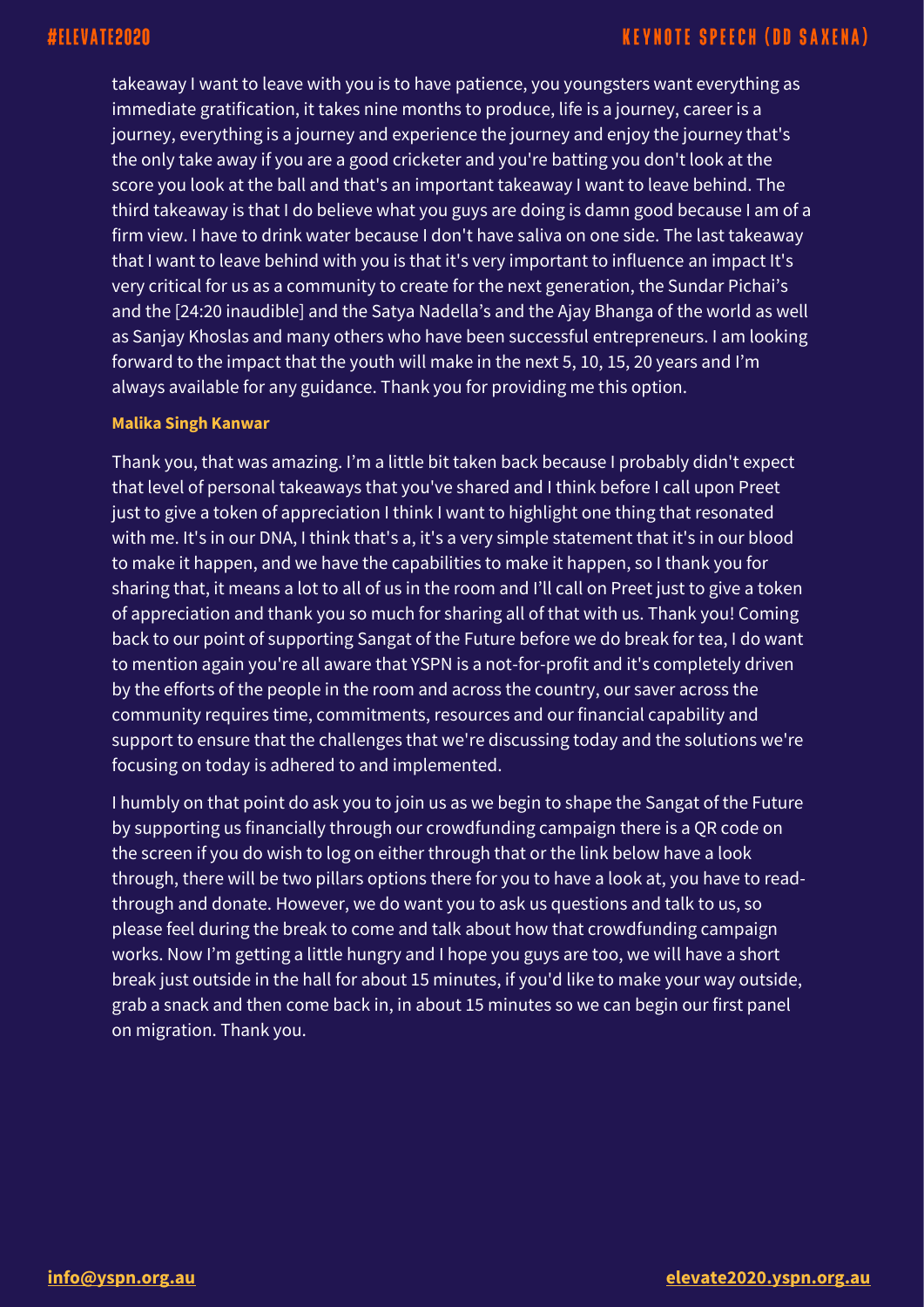takeaway I want to leave with you is to have patience, you youngsters want everything as immediate gratification, it takes nine months to produce, life is a journey, career is a journey, everything is a journey and experience the journey and enjoy the journey that's the only take away if you are a good cricketer and you're batting you don't look at the score you look at the ball and that's an important takeaway I want to leave behind. The third takeaway is that I do believe what you guys are doing is damn good because I am of a firm view. I have to drink water because I don't have saliva on one side. The last takeaway that I want to leave behind with you is that it's very important to influence an impact It's very critical for us as a community to create for the next generation, the Sundar Pichai's and the [24:20 inaudible] and the Satya Nadella's and the Ajay Bhanga of the world as well as Sanjay Khoslas and many others who have been successful entrepreneurs. I am looking forward to the impact that the youth will make in the next 5, 10, 15, 20 years and I'm always available for any guidance. Thank you for providing me this option.

**Malika Singh Kanwar**

Thank you, that was amazing. I'm a little bit taken back because I probably didn't expect that level of personal takeaways that you've shared and I think before I call upon Preet just to give a token of appreciation I think I want to highlight one thing that resonated with me. It's in our DNA, I think that's a, it's a very simple statement that it's in our blood to make it happen, and we have the capabilities to make it happen, so I thank you for sharing that, it means a lot to all of us in the room and I'll call on Preet just to give a token of appreciation and thank you so much for sharing all of that with us. Thank you! Coming back to our point of supporting Sangat of the Future before we do break for tea, I do want to mention again you're all aware that YSPN is a not-for-profit and it's completely driven by the efforts of the people in the room and across the country, our saver across the community requires time, commitments, resources and our financial capability and support to ensure that the challenges that we're discussing today and the solutions we're focusing on today is adhered to and implemented.

I humbly on that point do ask you to join us as we begin to shape the Sangat of the Future by supporting us financially through our crowdfunding campaign there is a QR code on the screen if you do wish to log on either through that or the link below have a look through, there will be two pillars options there for you to have a look at, you have to read-through and donate. However, we do want you to ask us questions and talk to us, so please feel during the break to come and talk about how that crowdfunding campaign works. Now I'm getting a little hungry and I hope you guys are too, we will have a short break just outside in the hall for about 15 minutes, if you'd like to make your way outside, grab a snack and then come back in, in about 15 minutes so we can begin our first panel on migration. Thank you.